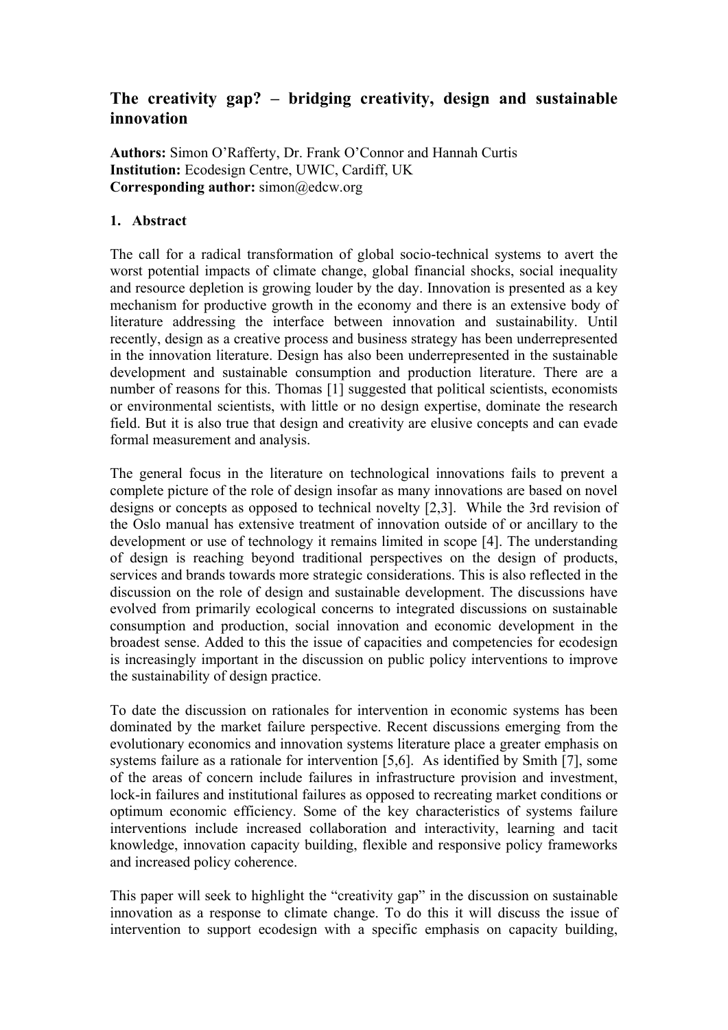# The creativity gap? – bridging creativity, design and sustainable innovation

**Authors:** Simon O'Rafferty, Dr. Frank O'Connor and Hannah Curtis
**Institution:** Ecodesign Centre, UWIC, Cardiff, UK
**Corresponding author:** simon@edcw.org

## 1. Abstract

The call for a radical transformation of global socio-technical systems to avert the worst potential impacts of climate change, global financial shocks, social inequality and resource depletion is growing louder by the day. Innovation is presented as a key mechanism for productive growth in the economy and there is an extensive body of literature addressing the interface between innovation and sustainability. Until recently, design as a creative process and business strategy has been underrepresented in the innovation literature. Design has also been underrepresented in the sustainable development and sustainable consumption and production literature. There are a number of reasons for this. Thomas [1] suggested that political scientists, economists or environmental scientists, with little or no design expertise, dominate the research field. But it is also true that design and creativity are elusive concepts and can evade formal measurement and analysis.

The general focus in the literature on technological innovations fails to prevent a complete picture of the role of design insofar as many innovations are based on novel designs or concepts as opposed to technical novelty [2,3]. While the 3rd revision of the Oslo manual has extensive treatment of innovation outside of or ancillary to the development or use of technology it remains limited in scope [4]. The understanding of design is reaching beyond traditional perspectives on the design of products, services and brands towards more strategic considerations. This is also reflected in the discussion on the role of design and sustainable development. The discussions have evolved from primarily ecological concerns to integrated discussions on sustainable consumption and production, social innovation and economic development in the broadest sense. Added to this the issue of capacities and competencies for ecodesign is increasingly important in the discussion on public policy interventions to improve the sustainability of design practice.

To date the discussion on rationales for intervention in economic systems has been dominated by the market failure perspective. Recent discussions emerging from the evolutionary economics and innovation systems literature place a greater emphasis on systems failure as a rationale for intervention [5,6]. As identified by Smith [7], some of the areas of concern include failures in infrastructure provision and investment, lock-in failures and institutional failures as opposed to recreating market conditions or optimum economic efficiency. Some of the key characteristics of systems failure interventions include increased collaboration and interactivity, learning and tacit knowledge, innovation capacity building, flexible and responsive policy frameworks and increased policy coherence.

This paper will seek to highlight the "creativity gap" in the discussion on sustainable innovation as a response to climate change. To do this it will discuss the issue of intervention to support ecodesign with a specific emphasis on capacity building,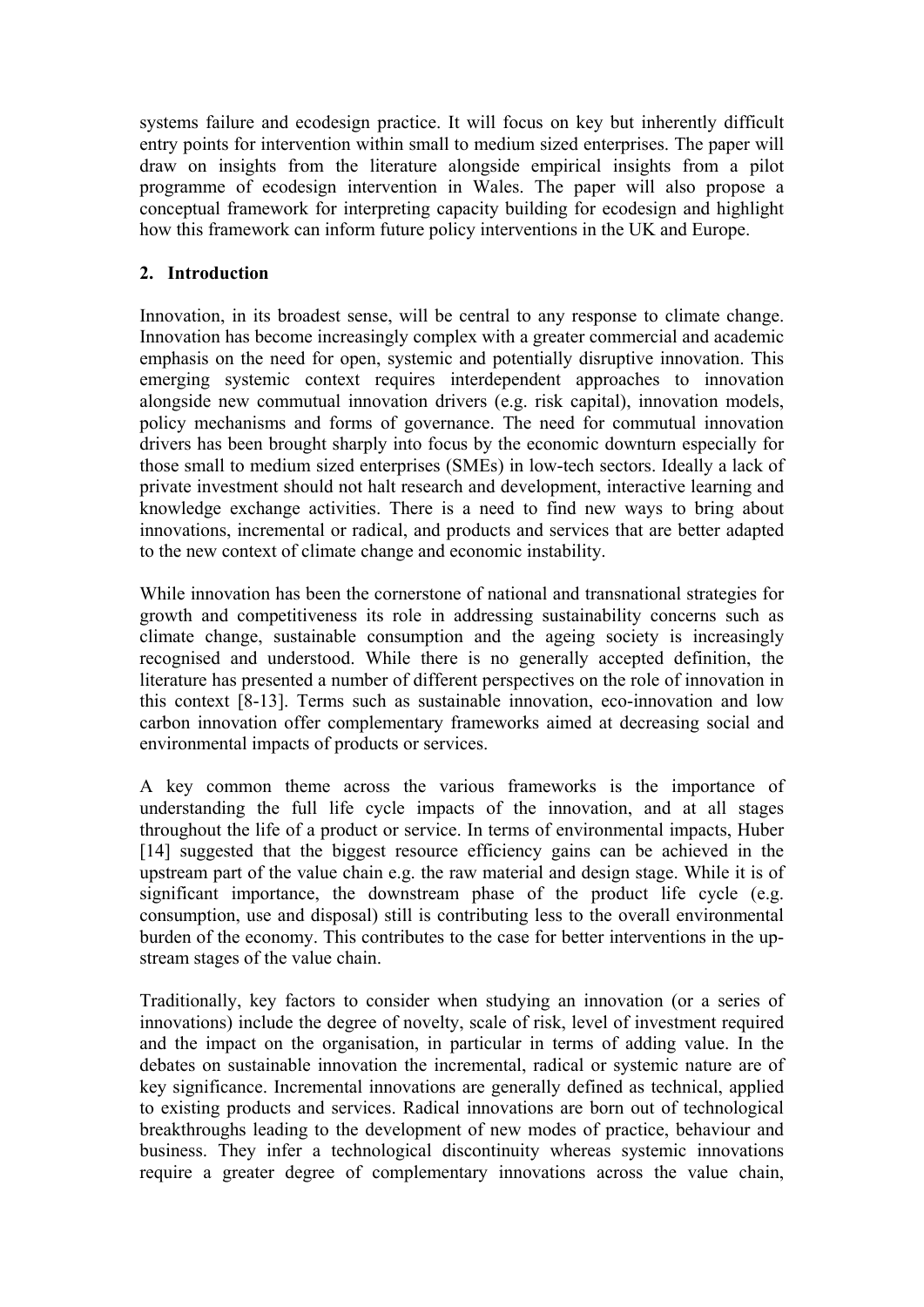systems failure and ecodesign practice. It will focus on key but inherently difficult entry points for intervention within small to medium sized enterprises. The paper will draw on insights from the literature alongside empirical insights from a pilot programme of ecodesign intervention in Wales. The paper will also propose a conceptual framework for interpreting capacity building for ecodesign and highlight how this framework can inform future policy interventions in the UK and Europe.

## 2. Introduction

Innovation, in its broadest sense, will be central to any response to climate change. Innovation has become increasingly complex with a greater commercial and academic emphasis on the need for open, systemic and potentially disruptive innovation. This emerging systemic context requires interdependent approaches to innovation alongside new commutual innovation drivers (e.g. risk capital), innovation models, policy mechanisms and forms of governance. The need for commutual innovation drivers has been brought sharply into focus by the economic downturn especially for those small to medium sized enterprises (SMEs) in low-tech sectors. Ideally a lack of private investment should not halt research and development, interactive learning and knowledge exchange activities. There is a need to find new ways to bring about innovations, incremental or radical, and products and services that are better adapted to the new context of climate change and economic instability.

While innovation has been the cornerstone of national and transnational strategies for growth and competitiveness its role in addressing sustainability concerns such as climate change, sustainable consumption and the ageing society is increasingly recognised and understood. While there is no generally accepted definition, the literature has presented a number of different perspectives on the role of innovation in this context [8-13]. Terms such as sustainable innovation, eco-innovation and low carbon innovation offer complementary frameworks aimed at decreasing social and environmental impacts of products or services.

A key common theme across the various frameworks is the importance of understanding the full life cycle impacts of the innovation, and at all stages throughout the life of a product or service. In terms of environmental impacts, Huber [14] suggested that the biggest resource efficiency gains can be achieved in the upstream part of the value chain e.g. the raw material and design stage. While it is of significant importance, the downstream phase of the product life cycle (e.g. consumption, use and disposal) still is contributing less to the overall environmental burden of the economy. This contributes to the case for better interventions in the up-stream stages of the value chain.

Traditionally, key factors to consider when studying an innovation (or a series of innovations) include the degree of novelty, scale of risk, level of investment required and the impact on the organisation, in particular in terms of adding value. In the debates on sustainable innovation the incremental, radical or systemic nature are of key significance. Incremental innovations are generally defined as technical, applied to existing products and services. Radical innovations are born out of technological breakthroughs leading to the development of new modes of practice, behaviour and business. They infer a technological discontinuity whereas systemic innovations require a greater degree of complementary innovations across the value chain,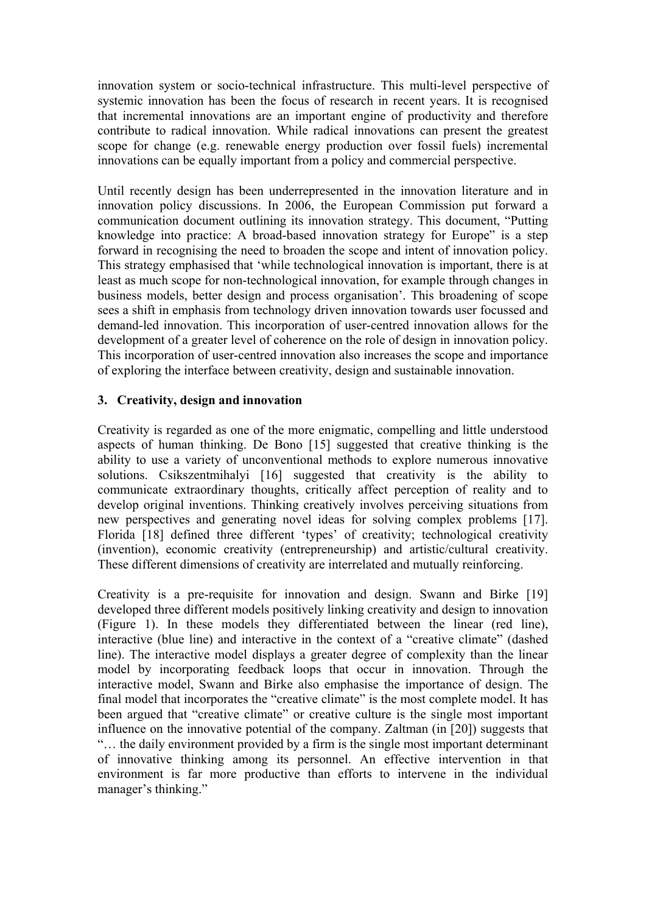innovation system or socio-technical infrastructure. This multi-level perspective of systemic innovation has been the focus of research in recent years. It is recognised that incremental innovations are an important engine of productivity and therefore contribute to radical innovation. While radical innovations can present the greatest scope for change (e.g. renewable energy production over fossil fuels) incremental innovations can be equally important from a policy and commercial perspective.

Until recently design has been underrepresented in the innovation literature and in innovation policy discussions. In 2006, the European Commission put forward a communication document outlining its innovation strategy. This document, "Putting knowledge into practice: A broad-based innovation strategy for Europe" is a step forward in recognising the need to broaden the scope and intent of innovation policy. This strategy emphasised that 'while technological innovation is important, there is at least as much scope for non-technological innovation, for example through changes in business models, better design and process organisation'. This broadening of scope sees a shift in emphasis from technology driven innovation towards user focussed and demand-led innovation. This incorporation of user-centred innovation allows for the development of a greater level of coherence on the role of design in innovation policy. This incorporation of user-centred innovation also increases the scope and importance of exploring the interface between creativity, design and sustainable innovation.

## 3. Creativity, design and innovation

Creativity is regarded as one of the more enigmatic, compelling and little understood aspects of human thinking. De Bono [15] suggested that creative thinking is the ability to use a variety of unconventional methods to explore numerous innovative solutions. Csikszentmihalyi [16] suggested that creativity is the ability to communicate extraordinary thoughts, critically affect perception of reality and to develop original inventions. Thinking creatively involves perceiving situations from new perspectives and generating novel ideas for solving complex problems [17]. Florida [18] defined three different 'types' of creativity; technological creativity (invention), economic creativity (entrepreneurship) and artistic/cultural creativity. These different dimensions of creativity are interrelated and mutually reinforcing.

Creativity is a pre-requisite for innovation and design. Swann and Birke [19] developed three different models positively linking creativity and design to innovation (Figure 1). In these models they differentiated between the linear (red line), interactive (blue line) and interactive in the context of a "creative climate" (dashed line). The interactive model displays a greater degree of complexity than the linear model by incorporating feedback loops that occur in innovation. Through the interactive model, Swann and Birke also emphasise the importance of design. The final model that incorporates the "creative climate" is the most complete model. It has been argued that "creative climate" or creative culture is the single most important influence on the innovative potential of the company. Zaltman (in [20]) suggests that "… the daily environment provided by a firm is the single most important determinant of innovative thinking among its personnel. An effective intervention in that environment is far more productive than efforts to intervene in the individual manager's thinking."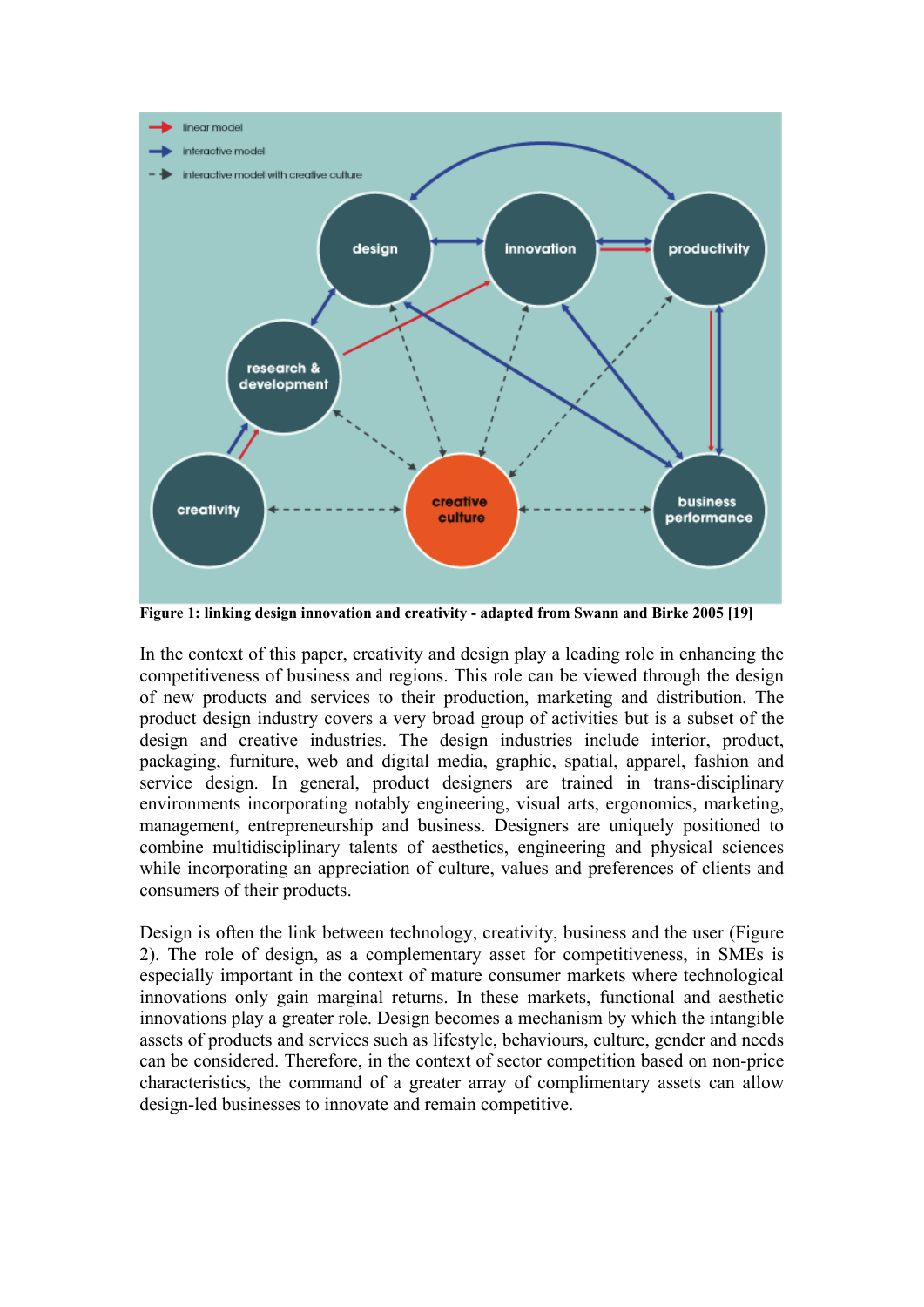**Figure 1: linking design innovation and creativity - adapted from Swann and Birke 2005 [19]**

In the context of this paper, creativity and design play a leading role in enhancing the competitiveness of business and regions. This role can be viewed through the design of new products and services to their production, marketing and distribution. The product design industry covers a very broad group of activities but is a subset of the design and creative industries. The design industries include interior, product, packaging, furniture, web and digital media, graphic, spatial, apparel, fashion and service design. In general, product designers are trained in trans-disciplinary environments incorporating notably engineering, visual arts, ergonomics, marketing, management, entrepreneurship and business. Designers are uniquely positioned to combine multidisciplinary talents of aesthetics, engineering and physical sciences while incorporating an appreciation of culture, values and preferences of clients and consumers of their products.

Design is often the link between technology, creativity, business and the user (Figure 2). The role of design, as a complementary asset for competitiveness, in SMEs is especially important in the context of mature consumer markets where technological innovations only gain marginal returns. In these markets, functional and aesthetic innovations play a greater role. Design becomes a mechanism by which the intangible assets of products and services such as lifestyle, behaviours, culture, gender and needs can be considered. Therefore, in the context of sector competition based on non-price characteristics, the command of a greater array of complimentary assets can allow design-led businesses to innovate and remain competitive.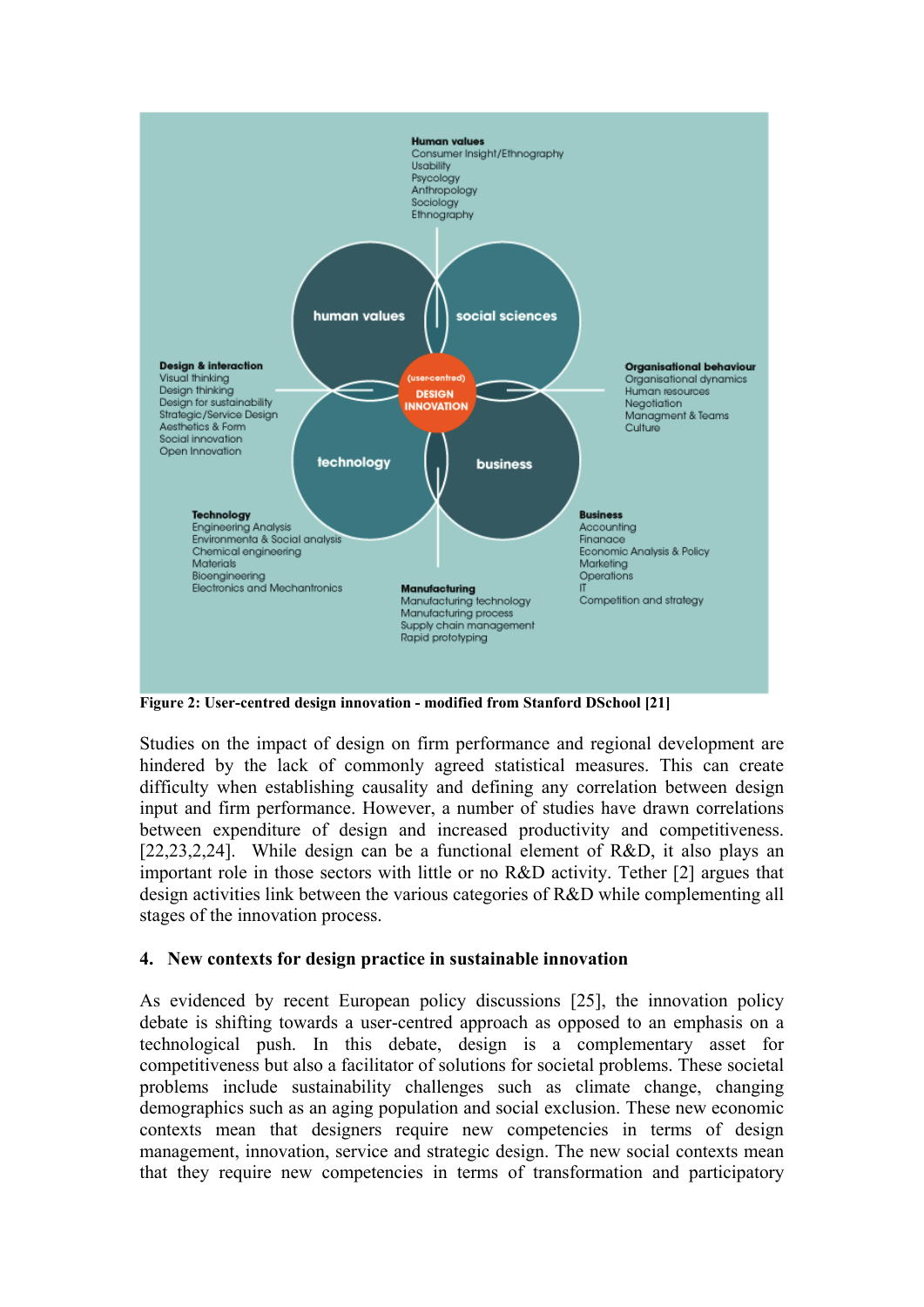**Human values**
Consumer Insight/Ethnography
Usability
Psycology
Anthropology
Sociology
Ethnography

human values | social sciences | technology | business

(user-centred)
DESIGN INNOVATION

**Design & interaction**
Visual thinking
Design thinking
Design for sustainability
Strategic/Service Design
Aesthetics & Form
Social innovation
Open Innovation

**Organisational behaviour**
Organisational dynamics
Human resources
Negotiation
Managment & Teams
Culture

**Technology**
Engineering Analysis
Environmenta & Social analysis
Chemical engineering
Materials
Bioengineering
Electronics and Mechantronics

**Business**
Accounting
Finanace
Economic Analysis & Policy
Marketing
Operations
IT
Competition and strategy

**Manufacturing**
Manufacturing technology
Manufacturing process
Supply chain management
Rapid prototyping

**Figure 2: User-centred design innovation - modified from Stanford DSchool [21]**

Studies on the impact of design on firm performance and regional development are hindered by the lack of commonly agreed statistical measures. This can create difficulty when establishing causality and defining any correlation between design input and firm performance. However, a number of studies have drawn correlations between expenditure of design and increased productivity and competitiveness. [22,23,2,24]. While design can be a functional element of R&D, it also plays an important role in those sectors with little or no R&D activity. Tether [2] argues that design activities link between the various categories of R&D while complementing all stages of the innovation process.

## 4. New contexts for design practice in sustainable innovation

As evidenced by recent European policy discussions [25], the innovation policy debate is shifting towards a user-centred approach as opposed to an emphasis on a technological push. In this debate, design is a complementary asset for competitiveness but also a facilitator of solutions for societal problems. These societal problems include sustainability challenges such as climate change, changing demographics such as an aging population and social exclusion. These new economic contexts mean that designers require new competencies in terms of design management, innovation, service and strategic design. The new social contexts mean that they require new competencies in terms of transformation and participatory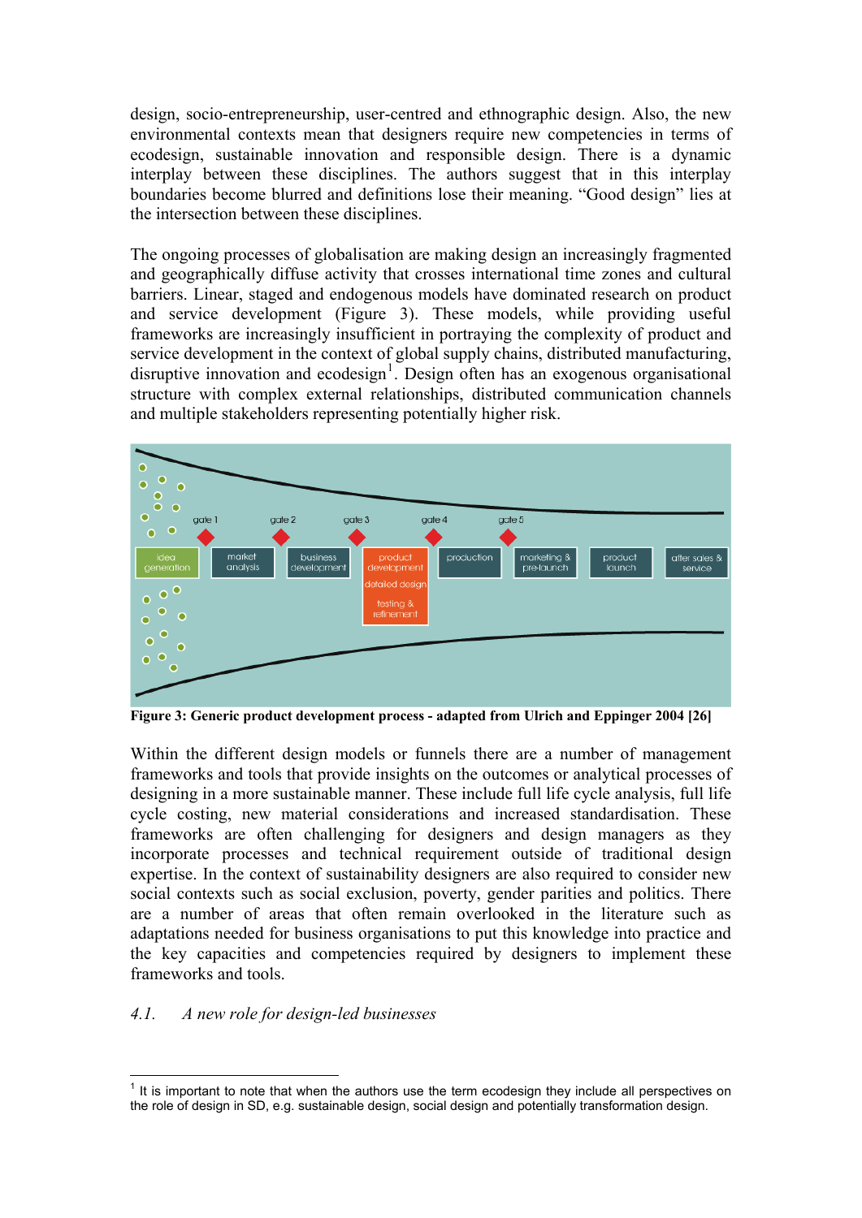design, socio-entrepreneurship, user-centred and ethnographic design. Also, the new environmental contexts mean that designers require new competencies in terms of ecodesign, sustainable innovation and responsible design. There is a dynamic interplay between these disciplines. The authors suggest that in this interplay boundaries become blurred and definitions lose their meaning. "Good design" lies at the intersection between these disciplines.

The ongoing processes of globalisation are making design an increasingly fragmented and geographically diffuse activity that crosses international time zones and cultural barriers. Linear, staged and endogenous models have dominated research on product and service development (Figure 3). These models, while providing useful frameworks are increasingly insufficient in portraying the complexity of product and service development in the context of global supply chains, distributed manufacturing, disruptive innovation and ecodesign[1]. Design often has an exogenous organisational structure with complex external relationships, distributed communication channels and multiple stakeholders representing potentially higher risk.

**Figure 3: Generic product development process - adapted from Ulrich and Eppinger 2004 [26]**

Within the different design models or funnels there are a number of management frameworks and tools that provide insights on the outcomes or analytical processes of designing in a more sustainable manner. These include full life cycle analysis, full life cycle costing, new material considerations and increased standardisation. These frameworks are often challenging for designers and design managers as they incorporate processes and technical requirement outside of traditional design expertise. In the context of sustainability designers are also required to consider new social contexts such as social exclusion, poverty, gender parities and politics. There are a number of areas that often remain overlooked in the literature such as adaptations needed for business organisations to put this knowledge into practice and the key capacities and competencies required by designers to implement these frameworks and tools.

### *4.1. A new role for design-led businesses*

[1] It is important to note that when the authors use the term ecodesign they include all perspectives on the role of design in SD, e.g. sustainable design, social design and potentially transformation design.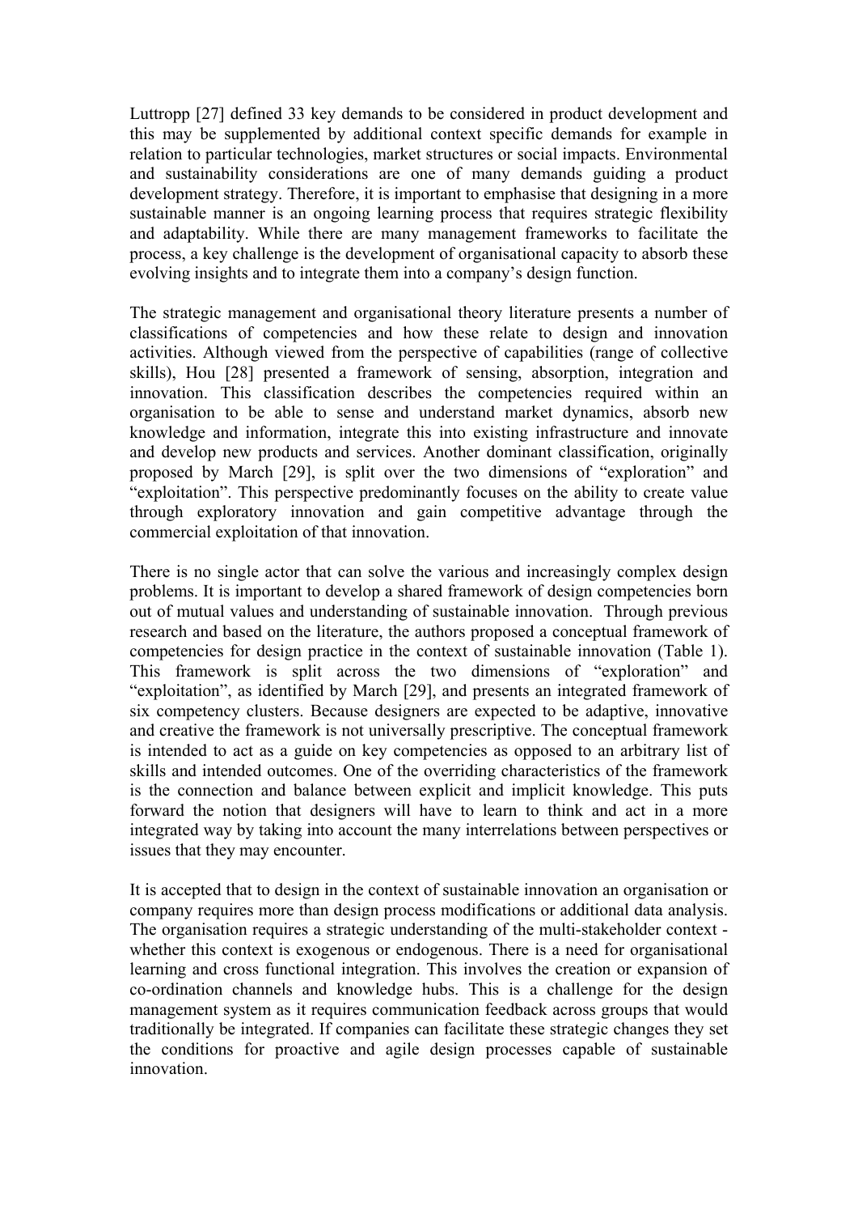Luttropp [27] defined 33 key demands to be considered in product development and this may be supplemented by additional context specific demands for example in relation to particular technologies, market structures or social impacts. Environmental and sustainability considerations are one of many demands guiding a product development strategy. Therefore, it is important to emphasise that designing in a more sustainable manner is an ongoing learning process that requires strategic flexibility and adaptability. While there are many management frameworks to facilitate the process, a key challenge is the development of organisational capacity to absorb these evolving insights and to integrate them into a company's design function.

The strategic management and organisational theory literature presents a number of classifications of competencies and how these relate to design and innovation activities. Although viewed from the perspective of capabilities (range of collective skills), Hou [28] presented a framework of sensing, absorption, integration and innovation. This classification describes the competencies required within an organisation to be able to sense and understand market dynamics, absorb new knowledge and information, integrate this into existing infrastructure and innovate and develop new products and services. Another dominant classification, originally proposed by March [29], is split over the two dimensions of "exploration" and "exploitation". This perspective predominantly focuses on the ability to create value through exploratory innovation and gain competitive advantage through the commercial exploitation of that innovation.

There is no single actor that can solve the various and increasingly complex design problems. It is important to develop a shared framework of design competencies born out of mutual values and understanding of sustainable innovation. Through previous research and based on the literature, the authors proposed a conceptual framework of competencies for design practice in the context of sustainable innovation (Table 1). This framework is split across the two dimensions of "exploration" and "exploitation", as identified by March [29], and presents an integrated framework of six competency clusters. Because designers are expected to be adaptive, innovative and creative the framework is not universally prescriptive. The conceptual framework is intended to act as a guide on key competencies as opposed to an arbitrary list of skills and intended outcomes. One of the overriding characteristics of the framework is the connection and balance between explicit and implicit knowledge. This puts forward the notion that designers will have to learn to think and act in a more integrated way by taking into account the many interrelations between perspectives or issues that they may encounter.

It is accepted that to design in the context of sustainable innovation an organisation or company requires more than design process modifications or additional data analysis. The organisation requires a strategic understanding of the multi-stakeholder context - whether this context is exogenous or endogenous. There is a need for organisational learning and cross functional integration. This involves the creation or expansion of co-ordination channels and knowledge hubs. This is a challenge for the design management system as it requires communication feedback across groups that would traditionally be integrated. If companies can facilitate these strategic changes they set the conditions for proactive and agile design processes capable of sustainable innovation.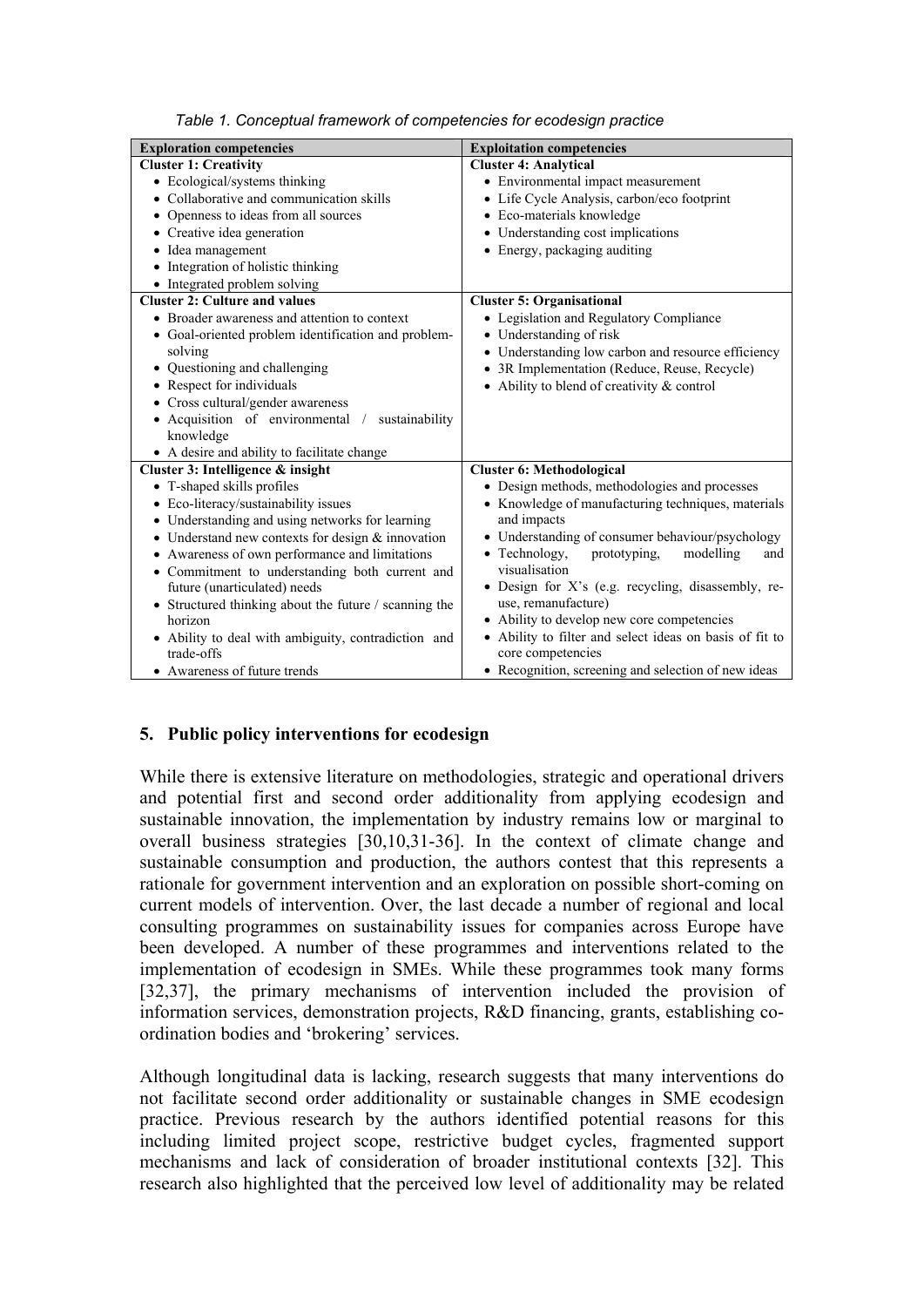*Table 1. Conceptual framework of competencies for ecodesign practice*

| Exploration competencies | Exploitation competencies |
|---|---|
| **Cluster 1: Creativity** | **Cluster 4: Analytical** |
| • Ecological/systems thinking<br>• Collaborative and communication skills<br>• Openness to ideas from all sources<br>• Creative idea generation<br>• Idea management<br>• Integration of holistic thinking<br>• Integrated problem solving | • Environmental impact measurement<br>• Life Cycle Analysis, carbon/eco footprint<br>• Eco-materials knowledge<br>• Understanding cost implications<br>• Energy, packaging auditing |
| **Cluster 2: Culture and values** | **Cluster 5: Organisational** |
| • Broader awareness and attention to context<br>• Goal-oriented problem identification and problem-solving<br>• Questioning and challenging<br>• Respect for individuals<br>• Cross cultural/gender awareness<br>• Acquisition of environmental / sustainability knowledge<br>• A desire and ability to facilitate change | • Legislation and Regulatory Compliance<br>• Understanding of risk<br>• Understanding low carbon and resource efficiency<br>• 3R Implementation (Reduce, Reuse, Recycle)<br>• Ability to blend of creativity & control |
| **Cluster 3: Intelligence & insight** | **Cluster 6: Methodological** |
| • T-shaped skills profiles<br>• Eco-literacy/sustainability issues<br>• Understanding and using networks for learning<br>• Understand new contexts for design & innovation<br>• Awareness of own performance and limitations<br>• Commitment to understanding both current and future (unarticulated) needs<br>• Structured thinking about the future / scanning the horizon<br>• Ability to deal with ambiguity, contradiction and trade-offs<br>• Awareness of future trends | • Design methods, methodologies and processes<br>• Knowledge of manufacturing techniques, materials and impacts<br>• Understanding of consumer behaviour/psychology<br>• Technology, prototyping, modelling and visualisation<br>• Design for X's (e.g. recycling, disassembly, re-use, remanufacture)<br>• Ability to develop new core competencies<br>• Ability to filter and select ideas on basis of fit to core competencies<br>• Recognition, screening and selection of new ideas |

## 5. Public policy interventions for ecodesign

While there is extensive literature on methodologies, strategic and operational drivers and potential first and second order additionality from applying ecodesign and sustainable innovation, the implementation by industry remains low or marginal to overall business strategies [30,10,31-36]. In the context of climate change and sustainable consumption and production, the authors contest that this represents a rationale for government intervention and an exploration on possible short-coming on current models of intervention. Over, the last decade a number of regional and local consulting programmes on sustainability issues for companies across Europe have been developed. A number of these programmes and interventions related to the implementation of ecodesign in SMEs. While these programmes took many forms [32,37], the primary mechanisms of intervention included the provision of information services, demonstration projects, R&D financing, grants, establishing co-ordination bodies and 'brokering' services.

Although longitudinal data is lacking, research suggests that many interventions do not facilitate second order additionality or sustainable changes in SME ecodesign practice. Previous research by the authors identified potential reasons for this including limited project scope, restrictive budget cycles, fragmented support mechanisms and lack of consideration of broader institutional contexts [32]. This research also highlighted that the perceived low level of additionality may be related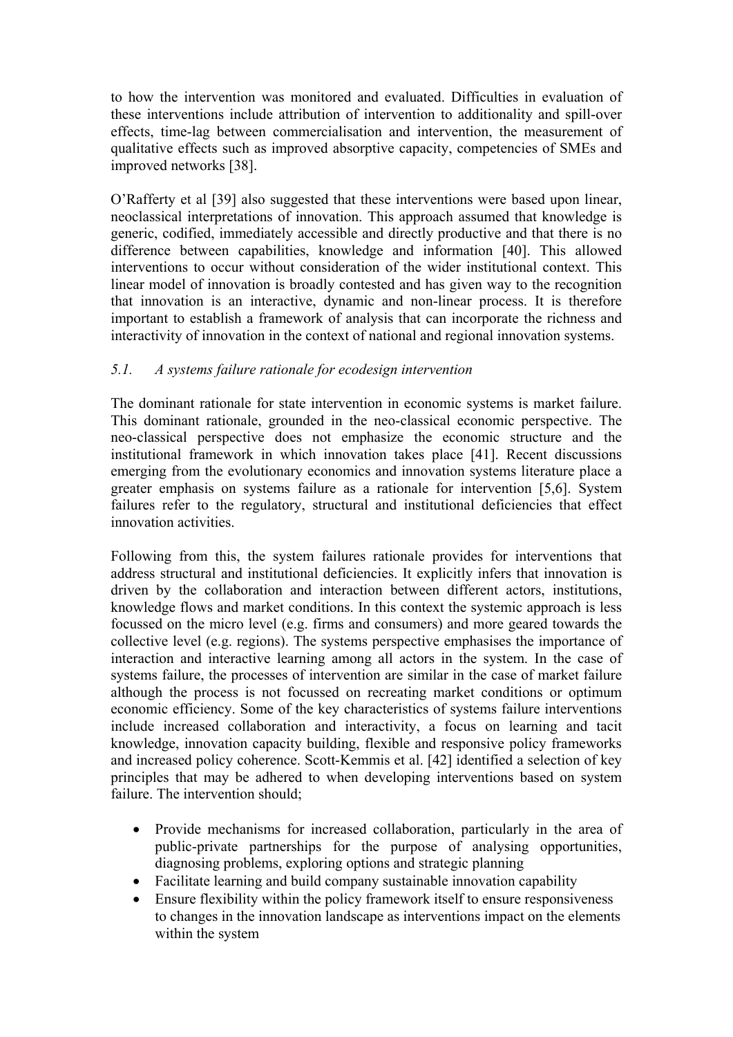to how the intervention was monitored and evaluated. Difficulties in evaluation of these interventions include attribution of intervention to additionality and spill-over effects, time-lag between commercialisation and intervention, the measurement of qualitative effects such as improved absorptive capacity, competencies of SMEs and improved networks [38].

O'Rafferty et al [39] also suggested that these interventions were based upon linear, neoclassical interpretations of innovation. This approach assumed that knowledge is generic, codified, immediately accessible and directly productive and that there is no difference between capabilities, knowledge and information [40]. This allowed interventions to occur without consideration of the wider institutional context. This linear model of innovation is broadly contested and has given way to the recognition that innovation is an interactive, dynamic and non-linear process. It is therefore important to establish a framework of analysis that can incorporate the richness and interactivity of innovation in the context of national and regional innovation systems.

### *5.1. A systems failure rationale for ecodesign intervention*

The dominant rationale for state intervention in economic systems is market failure. This dominant rationale, grounded in the neo-classical economic perspective. The neo-classical perspective does not emphasize the economic structure and the institutional framework in which innovation takes place [41]. Recent discussions emerging from the evolutionary economics and innovation systems literature place a greater emphasis on systems failure as a rationale for intervention [5,6]. System failures refer to the regulatory, structural and institutional deficiencies that effect innovation activities.

Following from this, the system failures rationale provides for interventions that address structural and institutional deficiencies. It explicitly infers that innovation is driven by the collaboration and interaction between different actors, institutions, knowledge flows and market conditions. In this context the systemic approach is less focussed on the micro level (e.g. firms and consumers) and more geared towards the collective level (e.g. regions). The systems perspective emphasises the importance of interaction and interactive learning among all actors in the system. In the case of systems failure, the processes of intervention are similar in the case of market failure although the process is not focussed on recreating market conditions or optimum economic efficiency. Some of the key characteristics of systems failure interventions include increased collaboration and interactivity, a focus on learning and tacit knowledge, innovation capacity building, flexible and responsive policy frameworks and increased policy coherence. Scott-Kemmis et al. [42] identified a selection of key principles that may be adhered to when developing interventions based on system failure. The intervention should;

- Provide mechanisms for increased collaboration, particularly in the area of public-private partnerships for the purpose of analysing opportunities, diagnosing problems, exploring options and strategic planning
- Facilitate learning and build company sustainable innovation capability
- Ensure flexibility within the policy framework itself to ensure responsiveness to changes in the innovation landscape as interventions impact on the elements within the system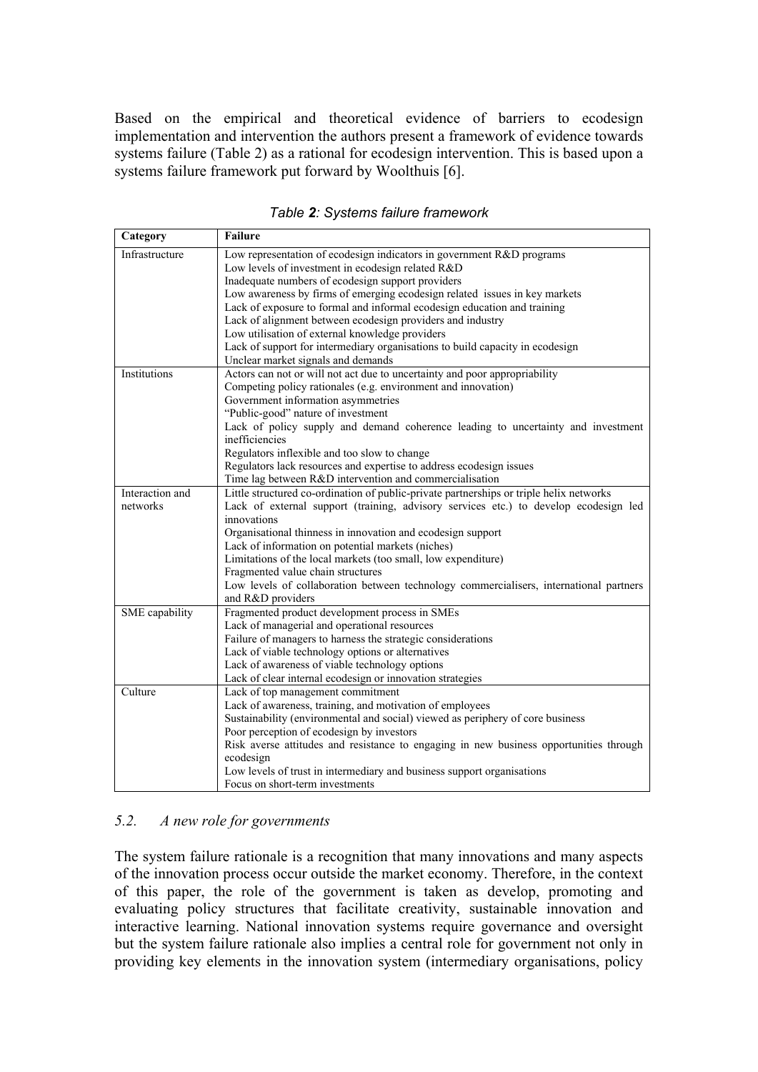Based on the empirical and theoretical evidence of barriers to ecodesign implementation and intervention the authors present a framework of evidence towards systems failure (Table 2) as a rational for ecodesign intervention. This is based upon a systems failure framework put forward by Woolthuis [6].

*Table **2**: Systems failure framework*

| Category | Failure |
|---|---|
| Infrastructure | Low representation of ecodesign indicators in government R&D programs<br>Low levels of investment in ecodesign related R&D<br>Inadequate numbers of ecodesign support providers<br>Low awareness by firms of emerging ecodesign related issues in key markets<br>Lack of exposure to formal and informal ecodesign education and training<br>Lack of alignment between ecodesign providers and industry<br>Low utilisation of external knowledge providers<br>Lack of support for intermediary organisations to build capacity in ecodesign<br>Unclear market signals and demands |
| Institutions | Actors can not or will not act due to uncertainty and poor appropriability<br>Competing policy rationales (e.g. environment and innovation)<br>Government information asymmetries<br>"Public-good" nature of investment<br>Lack of policy supply and demand coherence leading to uncertainty and investment inefficiencies<br>Regulators inflexible and too slow to change<br>Regulators lack resources and expertise to address ecodesign issues<br>Time lag between R&D intervention and commercialisation |
| Interaction and networks | Little structured co-ordination of public-private partnerships or triple helix networks<br>Lack of external support (training, advisory services etc.) to develop ecodesign led innovations<br>Organisational thinness in innovation and ecodesign support<br>Lack of information on potential markets (niches)<br>Limitations of the local markets (too small, low expenditure)<br>Fragmented value chain structures<br>Low levels of collaboration between technology commercialisers, international partners and R&D providers |
| SME capability | Fragmented product development process in SMEs<br>Lack of managerial and operational resources<br>Failure of managers to harness the strategic considerations<br>Lack of viable technology options or alternatives<br>Lack of awareness of viable technology options<br>Lack of clear internal ecodesign or innovation strategies |
| Culture | Lack of top management commitment<br>Lack of awareness, training, and motivation of employees<br>Sustainability (environmental and social) viewed as periphery of core business<br>Poor perception of ecodesign by investors<br>Risk averse attitudes and resistance to engaging in new business opportunities through ecodesign<br>Low levels of trust in intermediary and business support organisations<br>Focus on short-term investments |

### *5.2. A new role for governments*

The system failure rationale is a recognition that many innovations and many aspects of the innovation process occur outside the market economy. Therefore, in the context of this paper, the role of the government is taken as develop, promoting and evaluating policy structures that facilitate creativity, sustainable innovation and interactive learning. National innovation systems require governance and oversight but the system failure rationale also implies a central role for government not only in providing key elements in the innovation system (intermediary organisations, policy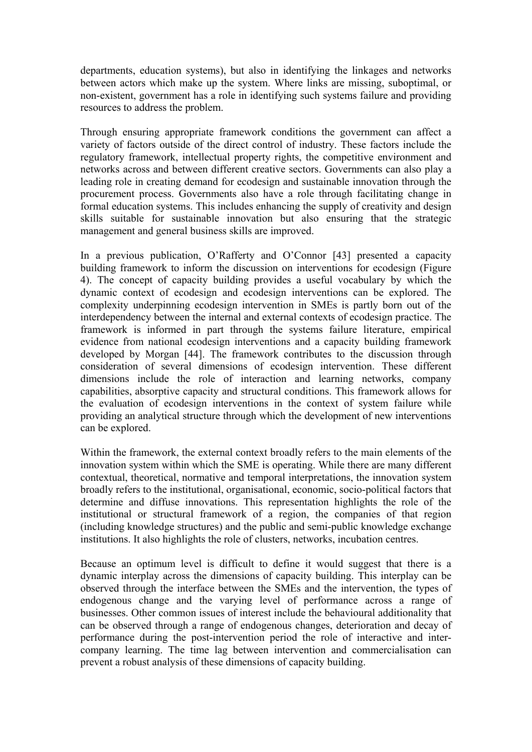departments, education systems), but also in identifying the linkages and networks between actors which make up the system. Where links are missing, suboptimal, or non-existent, government has a role in identifying such systems failure and providing resources to address the problem.

Through ensuring appropriate framework conditions the government can affect a variety of factors outside of the direct control of industry. These factors include the regulatory framework, intellectual property rights, the competitive environment and networks across and between different creative sectors. Governments can also play a leading role in creating demand for ecodesign and sustainable innovation through the procurement process. Governments also have a role through facilitating change in formal education systems. This includes enhancing the supply of creativity and design skills suitable for sustainable innovation but also ensuring that the strategic management and general business skills are improved.

In a previous publication, O'Rafferty and O'Connor [43] presented a capacity building framework to inform the discussion on interventions for ecodesign (Figure 4). The concept of capacity building provides a useful vocabulary by which the dynamic context of ecodesign and ecodesign interventions can be explored. The complexity underpinning ecodesign intervention in SMEs is partly born out of the interdependency between the internal and external contexts of ecodesign practice. The framework is informed in part through the systems failure literature, empirical evidence from national ecodesign interventions and a capacity building framework developed by Morgan [44]. The framework contributes to the discussion through consideration of several dimensions of ecodesign intervention. These different dimensions include the role of interaction and learning networks, company capabilities, absorptive capacity and structural conditions. This framework allows for the evaluation of ecodesign interventions in the context of system failure while providing an analytical structure through which the development of new interventions can be explored.

Within the framework, the external context broadly refers to the main elements of the innovation system within which the SME is operating. While there are many different contextual, theoretical, normative and temporal interpretations, the innovation system broadly refers to the institutional, organisational, economic, socio-political factors that determine and diffuse innovations. This representation highlights the role of the institutional or structural framework of a region, the companies of that region (including knowledge structures) and the public and semi-public knowledge exchange institutions. It also highlights the role of clusters, networks, incubation centres.

Because an optimum level is difficult to define it would suggest that there is a dynamic interplay across the dimensions of capacity building. This interplay can be observed through the interface between the SMEs and the intervention, the types of endogenous change and the varying level of performance across a range of businesses. Other common issues of interest include the behavioural additionality that can be observed through a range of endogenous changes, deterioration and decay of performance during the post-intervention period the role of interactive and inter-company learning. The time lag between intervention and commercialisation can prevent a robust analysis of these dimensions of capacity building.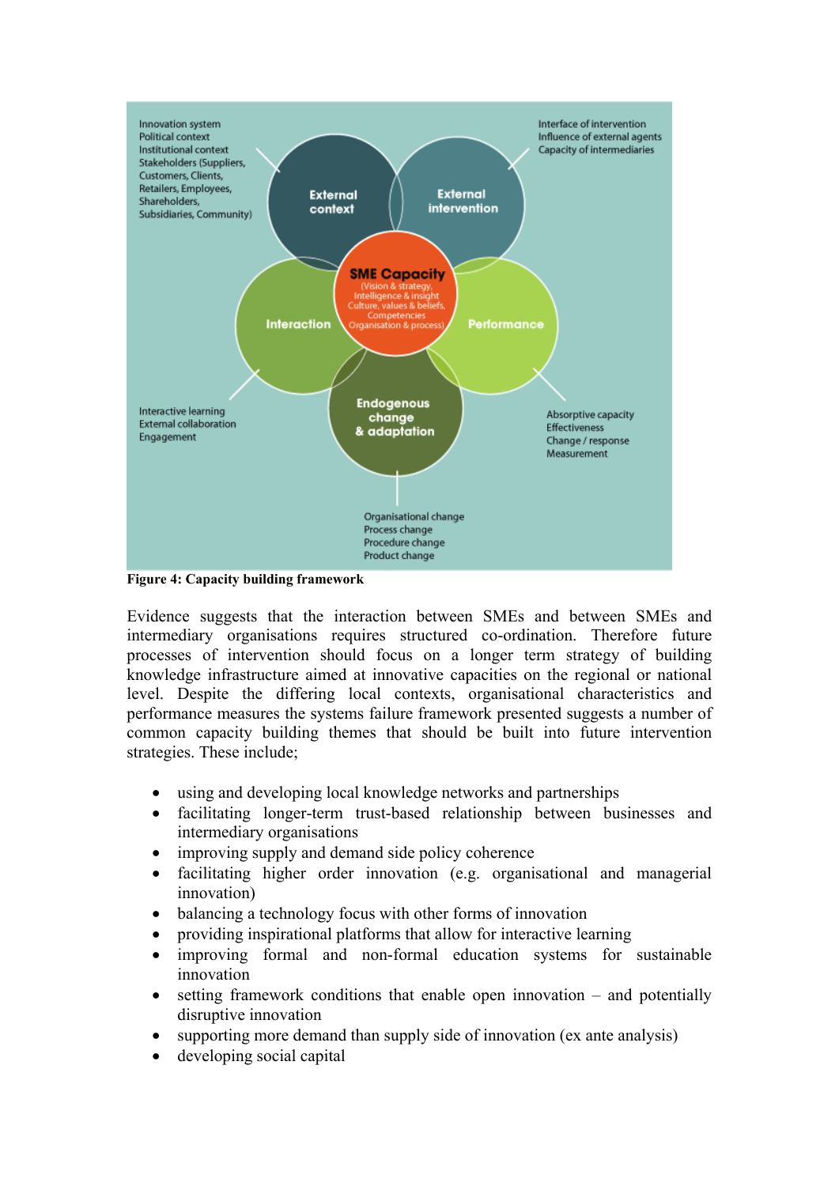Innovation system
Political context
Institutional context
Stakeholders (Suppliers, Customers, Clients, Retailers, Employees, Shareholders, Subsidiaries, Community)

Interface of intervention
Influence of external agents
Capacity of intermediaries

External context

External intervention

SME Capacity
(Vision & strategy, Intelligence & insight, Culture, values & beliefs, Competencies, Organisation & process)

Interaction

Performance

Endogenous change & adaptation

Interactive learning
External collaboration
Engagement

Absorptive capacity
Effectiveness
Change / response
Measurement

Organisational change
Process change
Procedure change
Product change

**Figure 4: Capacity building framework**

Evidence suggests that the interaction between SMEs and between SMEs and intermediary organisations requires structured co-ordination. Therefore future processes of intervention should focus on a longer term strategy of building knowledge infrastructure aimed at innovative capacities on the regional or national level. Despite the differing local contexts, organisational characteristics and performance measures the systems failure framework presented suggests a number of common capacity building themes that should be built into future intervention strategies. These include;

- using and developing local knowledge networks and partnerships
- facilitating longer-term trust-based relationship between businesses and intermediary organisations
- improving supply and demand side policy coherence
- facilitating higher order innovation (e.g. organisational and managerial innovation)
- balancing a technology focus with other forms of innovation
- providing inspirational platforms that allow for interactive learning
- improving formal and non-formal education systems for sustainable innovation
- setting framework conditions that enable open innovation – and potentially disruptive innovation
- supporting more demand than supply side of innovation (ex ante analysis)
- developing social capital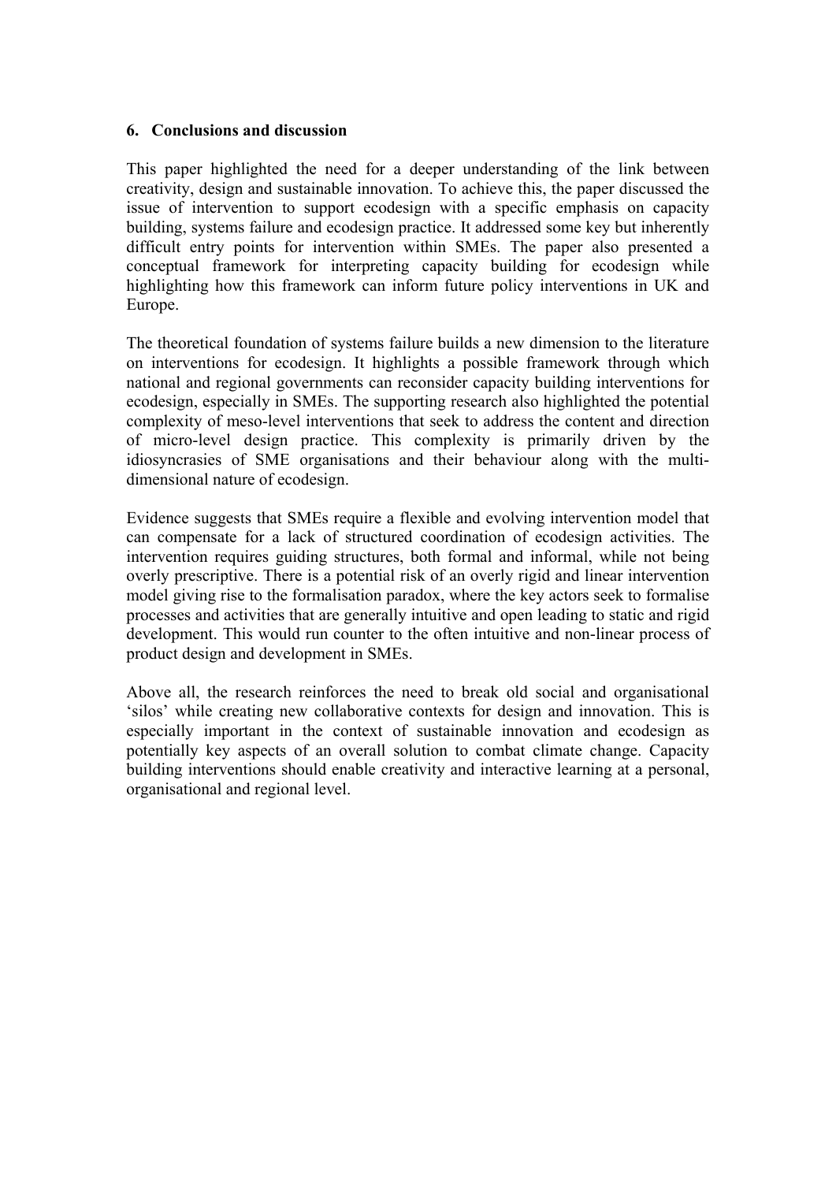## 6. Conclusions and discussion

This paper highlighted the need for a deeper understanding of the link between creativity, design and sustainable innovation. To achieve this, the paper discussed the issue of intervention to support ecodesign with a specific emphasis on capacity building, systems failure and ecodesign practice. It addressed some key but inherently difficult entry points for intervention within SMEs. The paper also presented a conceptual framework for interpreting capacity building for ecodesign while highlighting how this framework can inform future policy interventions in UK and Europe.

The theoretical foundation of systems failure builds a new dimension to the literature on interventions for ecodesign. It highlights a possible framework through which national and regional governments can reconsider capacity building interventions for ecodesign, especially in SMEs. The supporting research also highlighted the potential complexity of meso-level interventions that seek to address the content and direction of micro-level design practice. This complexity is primarily driven by the idiosyncrasies of SME organisations and their behaviour along with the multi-dimensional nature of ecodesign.

Evidence suggests that SMEs require a flexible and evolving intervention model that can compensate for a lack of structured coordination of ecodesign activities. The intervention requires guiding structures, both formal and informal, while not being overly prescriptive. There is a potential risk of an overly rigid and linear intervention model giving rise to the formalisation paradox, where the key actors seek to formalise processes and activities that are generally intuitive and open leading to static and rigid development. This would run counter to the often intuitive and non-linear process of product design and development in SMEs.

Above all, the research reinforces the need to break old social and organisational 'silos' while creating new collaborative contexts for design and innovation. This is especially important in the context of sustainable innovation and ecodesign as potentially key aspects of an overall solution to combat climate change. Capacity building interventions should enable creativity and interactive learning at a personal, organisational and regional level.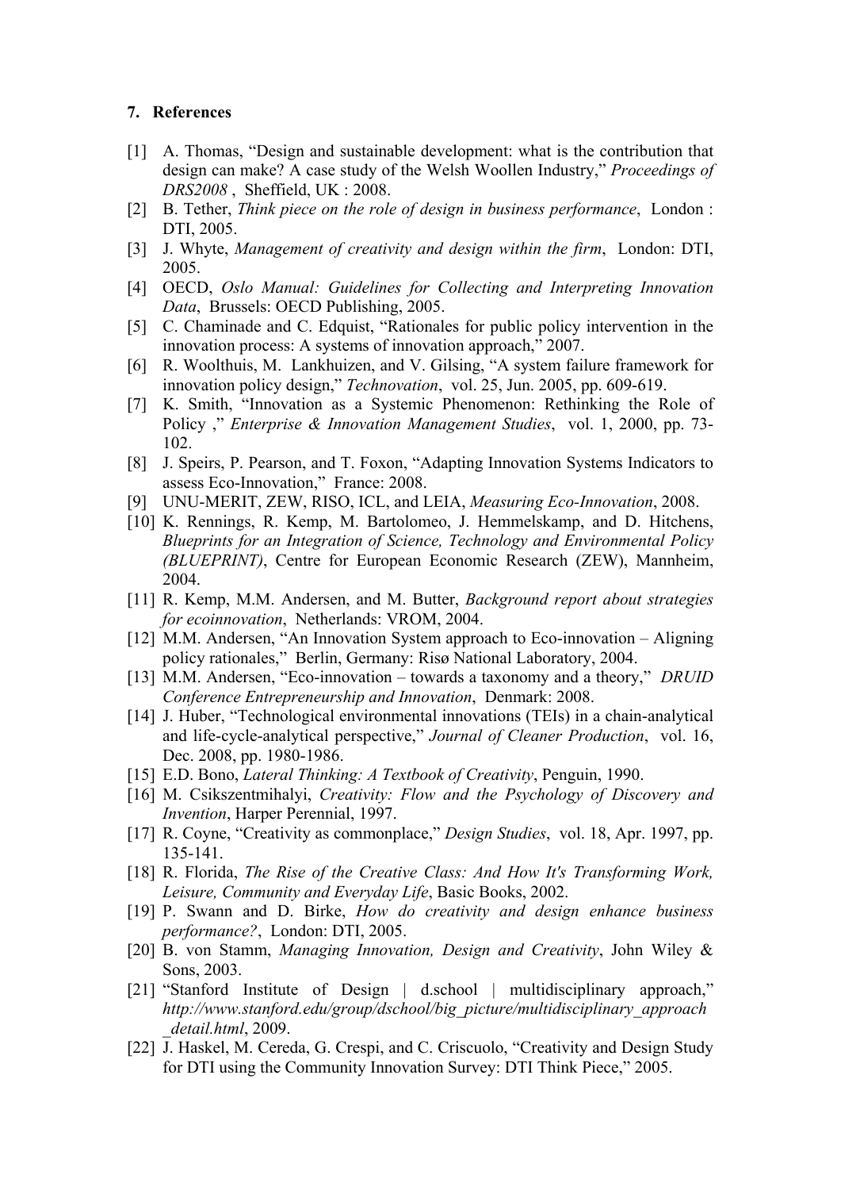### 7. References

[1] A. Thomas, “Design and sustainable development: what is the contribution that design can make? A case study of the Welsh Woollen Industry,” *Proceedings of DRS2008* , Sheffield, UK : 2008.

[2] B. Tether, *Think piece on the role of design in business performance*, London : DTI, 2005.

[3] J. Whyte, *Management of creativity and design within the firm*, London: DTI, 2005.

[4] OECD, *Oslo Manual: Guidelines for Collecting and Interpreting Innovation Data*, Brussels: OECD Publishing, 2005.

[5] C. Chaminade and C. Edquist, “Rationales for public policy intervention in the innovation process: A systems of innovation approach,” 2007.

[6] R. Woolthuis, M. Lankhuizen, and V. Gilsing, “A system failure framework for innovation policy design,” *Technovation*, vol. 25, Jun. 2005, pp. 609-619.

[7] K. Smith, “Innovation as a Systemic Phenomenon: Rethinking the Role of Policy ,” *Enterprise & Innovation Management Studies*, vol. 1, 2000, pp. 73-102.

[8] J. Speirs, P. Pearson, and T. Foxon, “Adapting Innovation Systems Indicators to assess Eco-Innovation,” France: 2008.

[9] UNU-MERIT, ZEW, RISO, ICL, and LEIA, *Measuring Eco-Innovation*, 2008.

[10] K. Rennings, R. Kemp, M. Bartolomeo, J. Hemmelskamp, and D. Hitchens, *Blueprints for an Integration of Science, Technology and Environmental Policy (BLUEPRINT)*, Centre for European Economic Research (ZEW), Mannheim, 2004.

[11] R. Kemp, M.M. Andersen, and M. Butter, *Background report about strategies for ecoinnovation*, Netherlands: VROM, 2004.

[12] M.M. Andersen, “An Innovation System approach to Eco-innovation – Aligning policy rationales,” Berlin, Germany: Risø National Laboratory, 2004.

[13] M.M. Andersen, “Eco-innovation – towards a taxonomy and a theory,” *DRUID Conference Entrepreneurship and Innovation*, Denmark: 2008.

[14] J. Huber, “Technological environmental innovations (TEIs) in a chain-analytical and life-cycle-analytical perspective,” *Journal of Cleaner Production*, vol. 16, Dec. 2008, pp. 1980-1986.

[15] E.D. Bono, *Lateral Thinking: A Textbook of Creativity*, Penguin, 1990.

[16] M. Csikszentmihalyi, *Creativity: Flow and the Psychology of Discovery and Invention*, Harper Perennial, 1997.

[17] R. Coyne, “Creativity as commonplace,” *Design Studies*, vol. 18, Apr. 1997, pp. 135-141.

[18] R. Florida, *The Rise of the Creative Class: And How It's Transforming Work, Leisure, Community and Everyday Life*, Basic Books, 2002.

[19] P. Swann and D. Birke, *How do creativity and design enhance business performance?*, London: DTI, 2005.

[20] B. von Stamm, *Managing Innovation, Design and Creativity*, John Wiley & Sons, 2003.

[21] “Stanford Institute of Design | d.school | multidisciplinary approach,” *http://www.stanford.edu/group/dschool/big_picture/multidisciplinary_approach_detail.html*, 2009.

[22] J. Haskel, M. Cereda, G. Crespi, and C. Criscuolo, “Creativity and Design Study for DTI using the Community Innovation Survey: DTI Think Piece,” 2005.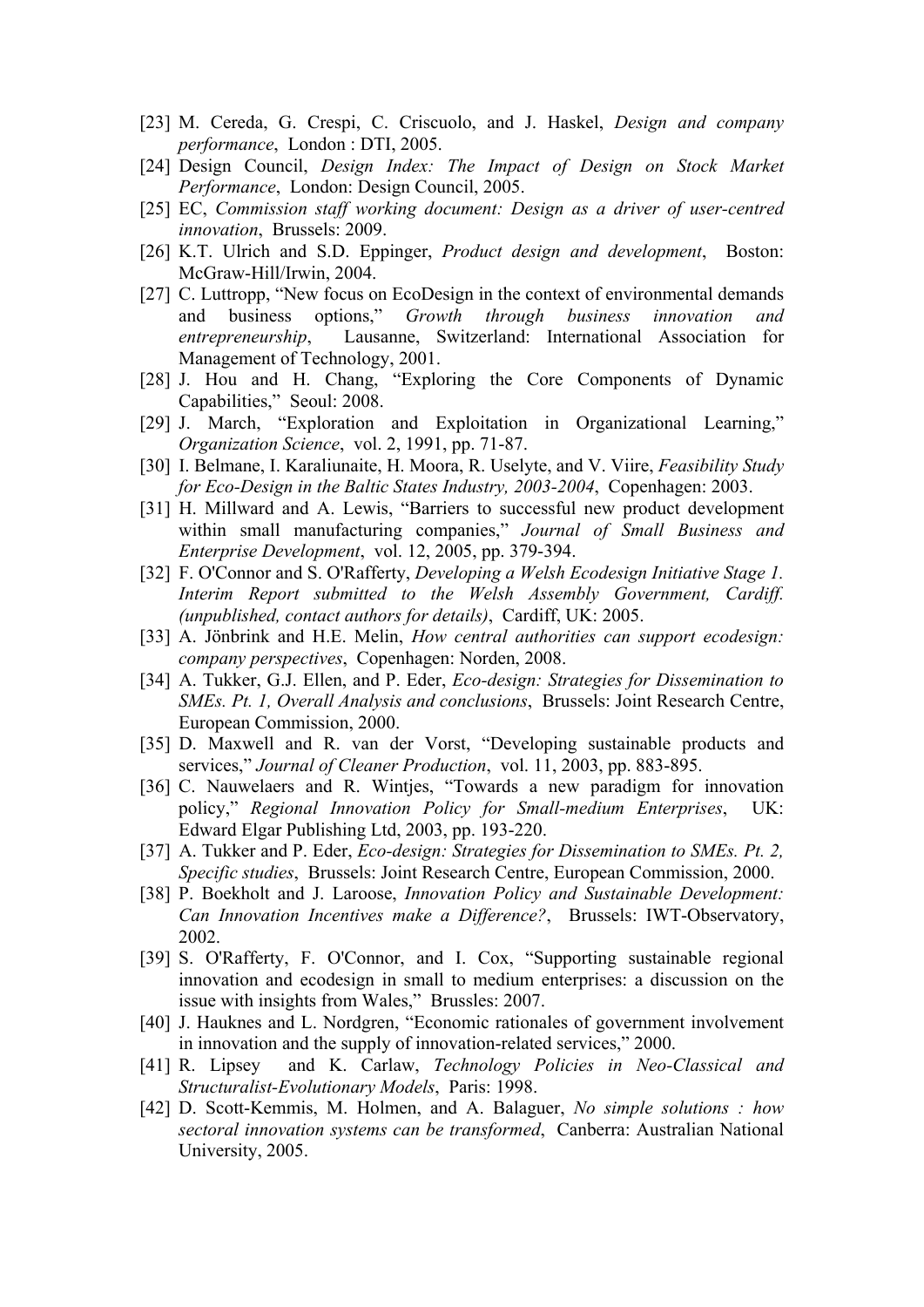[23] M. Cereda, G. Crespi, C. Criscuolo, and J. Haskel, *Design and company performance*, London : DTI, 2005.

[24] Design Council, *Design Index: The Impact of Design on Stock Market Performance*, London: Design Council, 2005.

[25] EC, *Commission staff working document: Design as a driver of user-centred innovation*, Brussels: 2009.

[26] K.T. Ulrich and S.D. Eppinger, *Product design and development*, Boston: McGraw-Hill/Irwin, 2004.

[27] C. Luttropp, "New focus on EcoDesign in the context of environmental demands and business options," *Growth through business innovation and entrepreneurship*, Lausanne, Switzerland: International Association for Management of Technology, 2001.

[28] J. Hou and H. Chang, "Exploring the Core Components of Dynamic Capabilities," Seoul: 2008.

[29] J. March, "Exploration and Exploitation in Organizational Learning," *Organization Science*, vol. 2, 1991, pp. 71-87.

[30] I. Belmane, I. Karaliunaite, H. Moora, R. Uselyte, and V. Viire, *Feasibility Study for Eco-Design in the Baltic States Industry, 2003-2004*, Copenhagen: 2003.

[31] H. Millward and A. Lewis, "Barriers to successful new product development within small manufacturing companies," *Journal of Small Business and Enterprise Development*, vol. 12, 2005, pp. 379-394.

[32] F. O'Connor and S. O'Rafferty, *Developing a Welsh Ecodesign Initiative Stage 1. Interim Report submitted to the Welsh Assembly Government, Cardiff. (unpublished, contact authors for details)*, Cardiff, UK: 2005.

[33] A. Jönbrink and H.E. Melin, *How central authorities can support ecodesign: company perspectives*, Copenhagen: Norden, 2008.

[34] A. Tukker, G.J. Ellen, and P. Eder, *Eco-design: Strategies for Dissemination to SMEs. Pt. 1, Overall Analysis and conclusions*, Brussels: Joint Research Centre, European Commission, 2000.

[35] D. Maxwell and R. van der Vorst, "Developing sustainable products and services," *Journal of Cleaner Production*, vol. 11, 2003, pp. 883-895.

[36] C. Nauwelaers and R. Wintjes, "Towards a new paradigm for innovation policy," *Regional Innovation Policy for Small-medium Enterprises*, UK: Edward Elgar Publishing Ltd, 2003, pp. 193-220.

[37] A. Tukker and P. Eder, *Eco-design: Strategies for Dissemination to SMEs. Pt. 2, Specific studies*, Brussels: Joint Research Centre, European Commission, 2000.

[38] P. Boekholt and J. Laroose, *Innovation Policy and Sustainable Development: Can Innovation Incentives make a Difference?*, Brussels: IWT-Observatory, 2002.

[39] S. O'Rafferty, F. O'Connor, and I. Cox, "Supporting sustainable regional innovation and ecodesign in small to medium enterprises: a discussion on the issue with insights from Wales," Brussles: 2007.

[40] J. Hauknes and L. Nordgren, "Economic rationales of government involvement in innovation and the supply of innovation-related services," 2000.

[41] R. Lipsey and K. Carlaw, *Technology Policies in Neo-Classical and Structuralist-Evolutionary Models*, Paris: 1998.

[42] D. Scott-Kemmis, M. Holmen, and A. Balaguer, *No simple solutions : how sectoral innovation systems can be transformed*, Canberra: Australian National University, 2005.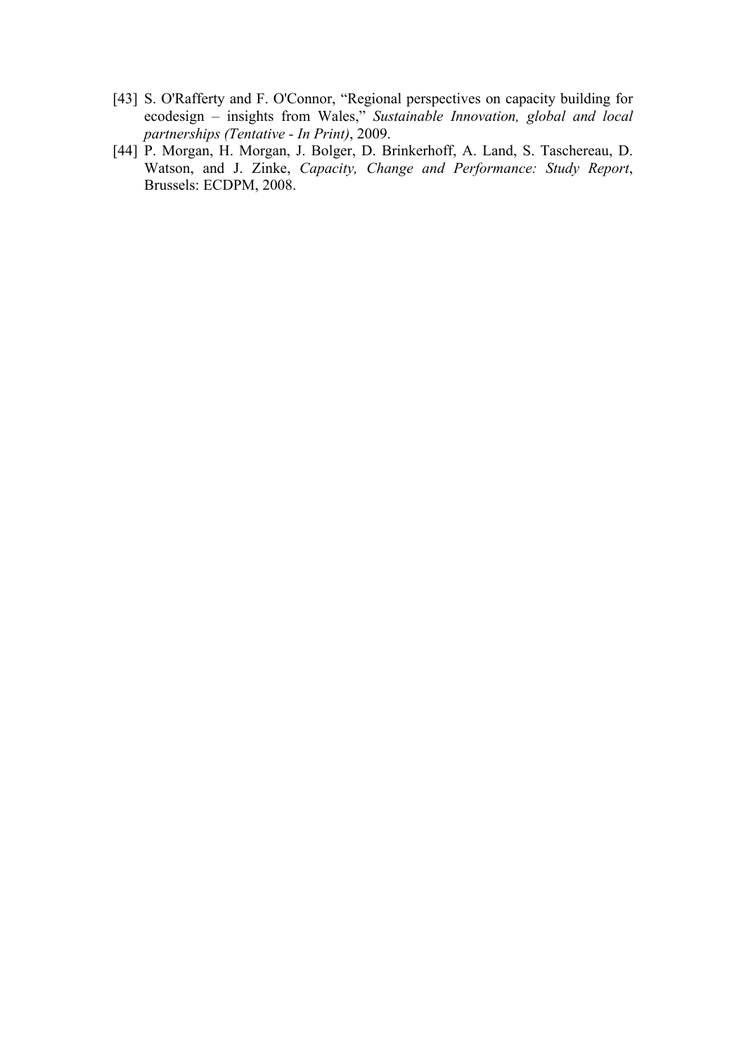[43] S. O'Rafferty and F. O'Connor, "Regional perspectives on capacity building for ecodesign – insights from Wales," *Sustainable Innovation, global and local partnerships (Tentative - In Print)*, 2009.

[44] P. Morgan, H. Morgan, J. Bolger, D. Brinkerhoff, A. Land, S. Taschereau, D. Watson, and J. Zinke, *Capacity, Change and Performance: Study Report*, Brussels: ECDPM, 2008.